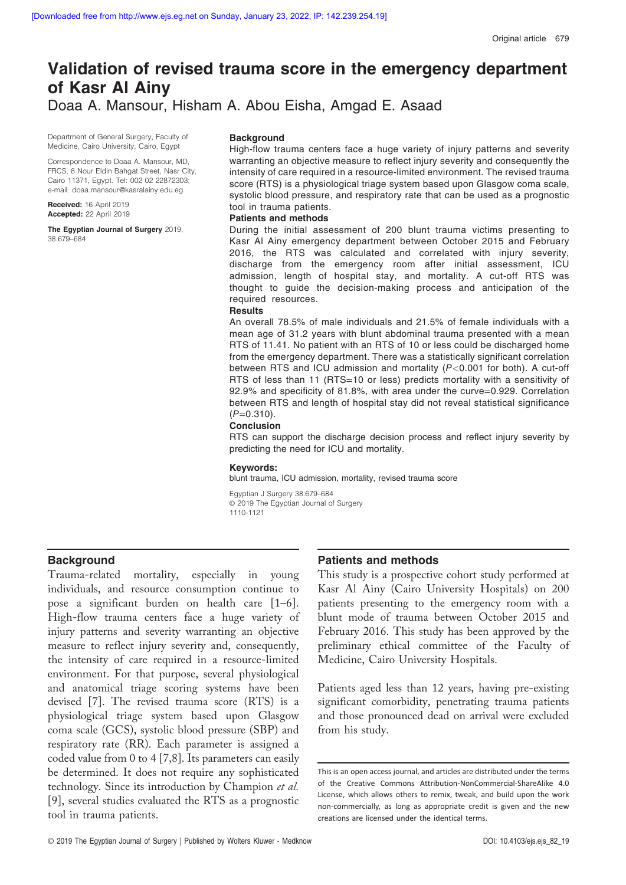# Validation of revised trauma score in the emergency department of Kasr Al Ainy

Doaa A. Mansour, Hisham A. Abou Eisha, Amgad E. Asaad

Department of General Surgery, Faculty of Medicine, Cairo University, Cairo, Egypt

Correspondence to Doaa A. Mansour, MD, FRCS, 8 Nour Eldin Bahgat Street, Nasr City, Cairo 11371, Egypt. Tel: 002 02 22872303; e-mail: doaa.mansour@kasralainy.edu.eg

**Received:** 16 April 2019
**Accepted:** 22 April 2019

**The Egyptian Journal of Surgery** 2019, 38:679–684

### Background

High-flow trauma centers face a huge variety of injury patterns and severity warranting an objective measure to reflect injury severity and consequently the intensity of care required in a resource-limited environment. The revised trauma score (RTS) is a physiological triage system based upon Glasgow coma scale, systolic blood pressure, and respiratory rate that can be used as a prognostic tool in trauma patients.

### Patients and methods

During the initial assessment of 200 blunt trauma victims presenting to Kasr Al Ainy emergency department between October 2015 and February 2016, the RTS was calculated and correlated with injury severity, discharge from the emergency room after initial assessment, ICU admission, length of hospital stay, and mortality. A cut-off RTS was thought to guide the decision-making process and anticipation of the required resources.

### Results

An overall 78.5% of male individuals and 21.5% of female individuals with a mean age of 31.2 years with blunt abdominal trauma presented with a mean RTS of 11.41. No patient with an RTS of 10 or less could be discharged home from the emergency department. There was a statistically significant correlation between RTS and ICU admission and mortality ($P<0.001$ for both). A cut-off RTS of less than 11 (RTS=10 or less) predicts mortality with a sensitivity of 92.9% and specificity of 81.8%, with area under the curve=0.929. Correlation between RTS and length of hospital stay did not reveal statistical significance ($P=0.310$).

### Conclusion

RTS can support the discharge decision process and reflect injury severity by predicting the need for ICU and mortality.

**Keywords:**
blunt trauma, ICU admission, mortality, revised trauma score

Egyptian J Surgery 38:679–684
© 2019 The Egyptian Journal of Surgery
1110-1121

## Background

Trauma-related mortality, especially in young individuals, and resource consumption continue to pose a significant burden on health care [1–6]. High-flow trauma centers face a huge variety of injury patterns and severity warranting an objective measure to reflect injury severity and, consequently, the intensity of care required in a resource-limited environment. For that purpose, several physiological and anatomical triage scoring systems have been devised [7]. The revised trauma score (RTS) is a physiological triage system based upon Glasgow coma scale (GCS), systolic blood pressure (SBP) and respiratory rate (RR). Each parameter is assigned a coded value from 0 to 4 [7,8]. Its parameters can easily be determined. It does not require any sophisticated technology. Since its introduction by Champion *et al.* [9], several studies evaluated the RTS as a prognostic tool in trauma patients.

## Patients and methods

This study is a prospective cohort study performed at Kasr Al Ainy (Cairo University Hospitals) on 200 patients presenting to the emergency room with a blunt mode of trauma between October 2015 and February 2016. This study has been approved by the preliminary ethical committee of the Faculty of Medicine, Cairo University Hospitals.

Patients aged less than 12 years, having pre-existing significant comorbidity, penetrating trauma patients and those pronounced dead on arrival were excluded from his study.

This is an open access journal, and articles are distributed under the terms of the Creative Commons Attribution-NonCommercial-ShareAlike 4.0 License, which allows others to remix, tweak, and build upon the work non-commercially, as long as appropriate credit is given and the new creations are licensed under the identical terms.

DOI: 10.4103/ejs.ejs_82_19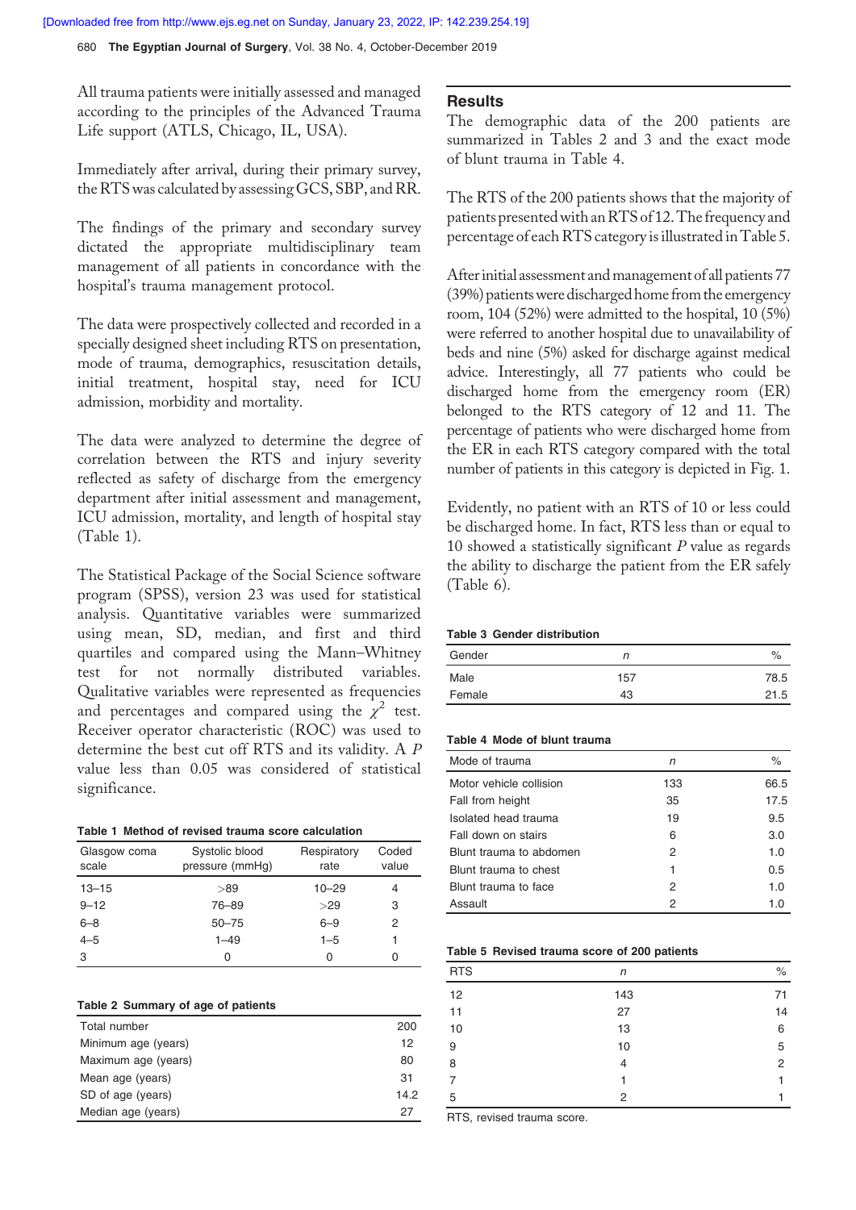All trauma patients were initially assessed and managed according to the principles of the Advanced Trauma Life support (ATLS, Chicago, IL, USA).

Immediately after arrival, during their primary survey, the RTS was calculated by assessing GCS, SBP, and RR.

The findings of the primary and secondary survey dictated the appropriate multidisciplinary team management of all patients in concordance with the hospital's trauma management protocol.

The data were prospectively collected and recorded in a specially designed sheet including RTS on presentation, mode of trauma, demographics, resuscitation details, initial treatment, hospital stay, need for ICU admission, morbidity and mortality.

The data were analyzed to determine the degree of correlation between the RTS and injury severity reflected as safety of discharge from the emergency department after initial assessment and management, ICU admission, mortality, and length of hospital stay (Table 1).

The Statistical Package of the Social Science software program (SPSS), version 23 was used for statistical analysis. Quantitative variables were summarized using mean, SD, median, and first and third quartiles and compared using the Mann–Whitney test for not normally distributed variables. Qualitative variables were represented as frequencies and percentages and compared using the $\chi^2$ test. Receiver operator characteristic (ROC) was used to determine the best cut off RTS and its validity. A *P* value less than 0.05 was considered of statistical significance.

**Table 1 Method of revised trauma score calculation**

| Glasgow coma scale | Systolic blood pressure (mmHg) | Respiratory rate | Coded value |
|---|---|---|---|
| 13–15 | >89 | 10–29 | 4 |
| 9–12 | 76–89 | >29 | 3 |
| 6–8 | 50–75 | 6–9 | 2 |
| 4–5 | 1–49 | 1–5 | 1 |
| 3 | 0 | 0 | 0 |

**Table 2 Summary of age of patients**

| | |
|---|---|
| Total number | 200 |
| Minimum age (years) | 12 |
| Maximum age (years) | 80 |
| Mean age (years) | 31 |
| SD of age (years) | 14.2 |
| Median age (years) | 27 |

## Results

The demographic data of the 200 patients are summarized in Tables 2 and 3 and the exact mode of blunt trauma in Table 4.

The RTS of the 200 patients shows that the majority of patients presented with an RTS of 12. The frequency and percentage of each RTS category is illustrated in Table 5.

After initial assessment and management of all patients 77 (39%) patients were discharged home from the emergency room, 104 (52%) were admitted to the hospital, 10 (5%) were referred to another hospital due to unavailability of beds and nine (5%) asked for discharge against medical advice. Interestingly, all 77 patients who could be discharged home from the emergency room (ER) belonged to the RTS category of 12 and 11. The percentage of patients who were discharged home from the ER in each RTS category compared with the total number of patients in this category is depicted in Fig. 1.

Evidently, no patient with an RTS of 10 or less could be discharged home. In fact, RTS less than or equal to 10 showed a statistically significant *P* value as regards the ability to discharge the patient from the ER safely (Table 6).

**Table 3 Gender distribution**

| Gender | *n* | % |
|---|---|---|
| Male | 157 | 78.5 |
| Female | 43 | 21.5 |

**Table 4 Mode of blunt trauma**

| Mode of trauma | *n* | % |
|---|---|---|
| Motor vehicle collision | 133 | 66.5 |
| Fall from height | 35 | 17.5 |
| Isolated head trauma | 19 | 9.5 |
| Fall down on stairs | 6 | 3.0 |
| Blunt trauma to abdomen | 2 | 1.0 |
| Blunt trauma to chest | 1 | 0.5 |
| Blunt trauma to face | 2 | 1.0 |
| Assault | 2 | 1.0 |

**Table 5 Revised trauma score of 200 patients**

| RTS | *n* | % |
|---|---|---|
| 12 | 143 | 71 |
| 11 | 27 | 14 |
| 10 | 13 | 6 |
| 9 | 10 | 5 |
| 8 | 4 | 2 |
| 7 | 1 | 1 |
| 5 | 2 | 1 |

RTS, revised trauma score.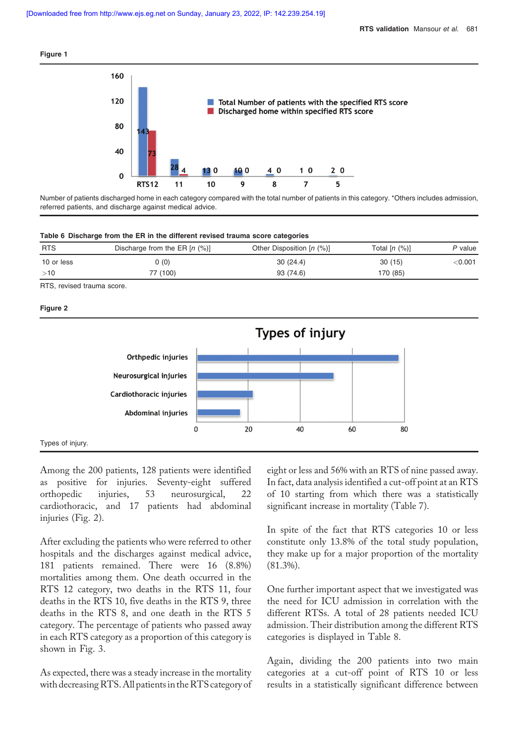**Figure 1**

Number of patients discharged home in each category compared with the total number of patients in this category. *Others includes admission, referred patients, and discharge against medical advice.

**Table 6 Discharge from the ER in the different revised trauma score categories**

| RTS | Discharge from the ER [*n* (%)] | Other Disposition [*n* (%)] | Total [*n* (%)] | *P* value |
|---|---|---|---|---|
| 10 or less | 0 (0) | 30 (24.4) | 30 (15) | <0.001 |
| >10 | 77 (100) | 93 (74.6) | 170 (85) | |

RTS, revised trauma score.

**Figure 2**

Types of injury.

Among the 200 patients, 128 patients were identified as positive for injuries. Seventy-eight suffered orthopedic injuries, 53 neurosurgical, 22 cardiothoracic, and 17 patients had abdominal injuries (Fig. 2).

After excluding the patients who were referred to other hospitals and the discharges against medical advice, 181 patients remained. There were 16 (8.8%) mortalities among them. One death occurred in the RTS 12 category, two deaths in the RTS 11, four deaths in the RTS 10, five deaths in the RTS 9, three deaths in the RTS 8, and one death in the RTS 5 category. The percentage of patients who passed away in each RTS category as a proportion of this category is shown in Fig. 3.

As expected, there was a steady increase in the mortality with decreasing RTS. All patients in the RTS category of eight or less and 56% with an RTS of nine passed away. In fact, data analysis identified a cut-off point at an RTS of 10 starting from which there was a statistically significant increase in mortality (Table 7).

In spite of the fact that RTS categories 10 or less constitute only 13.8% of the total study population, they make up for a major proportion of the mortality (81.3%).

One further important aspect that we investigated was the need for ICU admission in correlation with the different RTSs. A total of 28 patients needed ICU admission. Their distribution among the different RTS categories is displayed in Table 8.

Again, dividing the 200 patients into two main categories at a cut-off point of RTS 10 or less results in a statistically significant difference between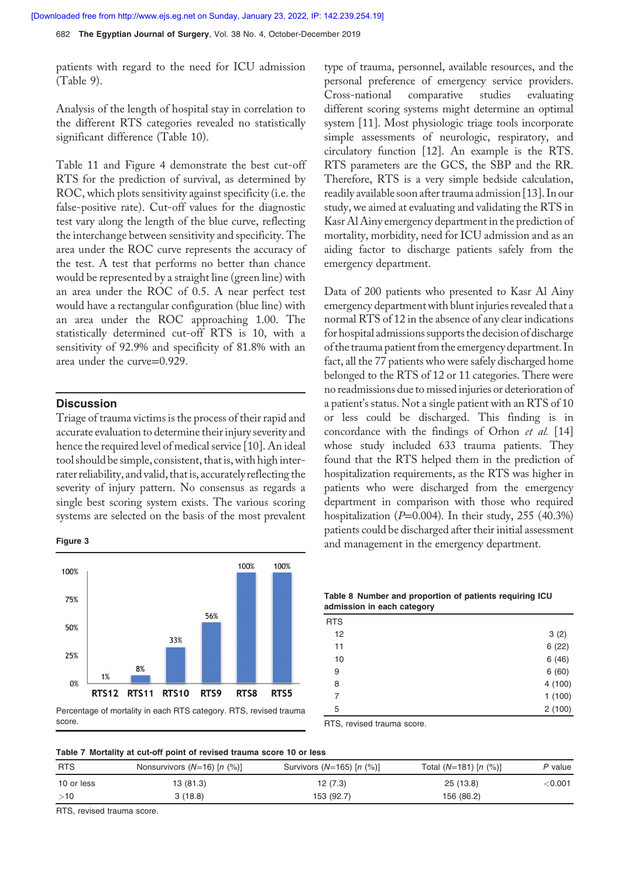patients with regard to the need for ICU admission (Table 9).

Analysis of the length of hospital stay in correlation to the different RTS categories revealed no statistically significant difference (Table 10).

Table 11 and Figure 4 demonstrate the best cut-off RTS for the prediction of survival, as determined by ROC, which plots sensitivity against specificity (i.e. the false-positive rate). Cut-off values for the diagnostic test vary along the length of the blue curve, reflecting the interchange between sensitivity and specificity. The area under the ROC curve represents the accuracy of the test. A test that performs no better than chance would be represented by a straight line (green line) with an area under the ROC of 0.5. A near perfect test would have a rectangular configuration (blue line) with an area under the ROC approaching 1.00. The statistically determined cut-off RTS is 10, with a sensitivity of 92.9% and specificity of 81.8% with an area under the curve=0.929.

## Discussion

Triage of trauma victims is the process of their rapid and accurate evaluation to determine their injury severity and hence the required level of medical service [10]. An ideal tool should be simple, consistent, that is, with high inter-rater reliability, and valid, that is, accurately reflecting the severity of injury pattern. No consensus as regards a single best scoring system exists. The various scoring systems are selected on the basis of the most prevalent type of trauma, personnel, available resources, and the personal preference of emergency service providers. Cross-national comparative studies evaluating different scoring systems might determine an optimal system [11]. Most physiologic triage tools incorporate simple assessments of neurologic, respiratory, and circulatory function [12]. An example is the RTS. RTS parameters are the GCS, the SBP and the RR. Therefore, RTS is a very simple bedside calculation, readily available soon after trauma admission [13]. In our study, we aimed at evaluating and validating the RTS in Kasr Al Ainy emergency department in the prediction of mortality, morbidity, need for ICU admission and as an aiding factor to discharge patients safely from the emergency department.

Data of 200 patients who presented to Kasr Al Ainy emergency department with blunt injuries revealed that a normal RTS of 12 in the absence of any clear indications for hospital admissions supports the decision of discharge of the trauma patient from the emergency department. In fact, all the 77 patients who were safely discharged home belonged to the RTS of 12 or 11 categories. There were no readmissions due to missed injuries or deterioration of a patient's status. Not a single patient with an RTS of 10 or less could be discharged. This finding is in concordance with the findings of Orhon *et al.* [14] whose study included 633 trauma patients. They found that the RTS helped them in the prediction of hospitalization requirements, as the RTS was higher in patients who were discharged from the emergency department in comparison with those who required hospitalization ($P$=0.004). In their study, 255 (40.3%) patients could be discharged after their initial assessment and management in the emergency department.

**Figure 3**

| RTS category | Mortality |
|---|---|
| RTS12 | 1% |
| RTS11 | 8% |
| RTS10 | 33% |
| RTS9 | 56% |
| RTS8 | 100% |
| RTS5 | 100% |

Percentage of mortality in each RTS category. RTS, revised trauma score.

**Table 8 Number and proportion of patients requiring ICU admission in each category**

| RTS | |
|---|---|
| 12 | 3 (2) |
| 11 | 6 (22) |
| 10 | 6 (46) |
| 9 | 6 (60) |
| 8 | 4 (100) |
| 7 | 1 (100) |
| 5 | 2 (100) |

RTS, revised trauma score.

**Table 7 Mortality at cut-off point of revised trauma score 10 or less**

| RTS | Nonsurvivors ($N$=16) [$n$ (%)] | Survivors ($N$=165) [$n$ (%)] | Total ($N$=181) [$n$ (%)] | $P$ value |
|---|---|---|---|---|
| 10 or less | 13 (81.3) | 12 (7.3) | 25 (13.8) | <0.001 |
| >10 | 3 (18.8) | 153 (92.7) | 156 (86.2) | |

RTS, revised trauma score.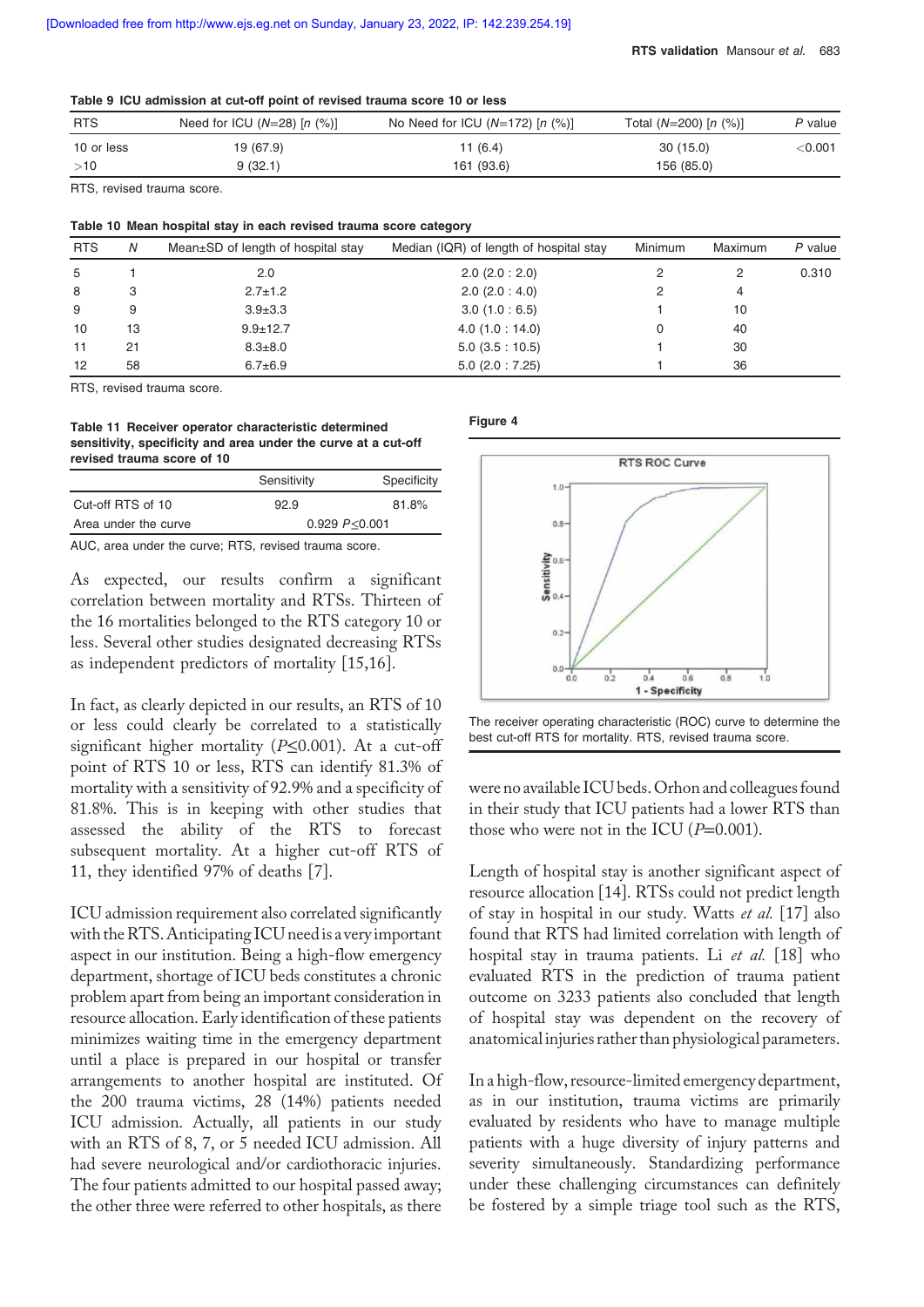[Downloaded free from http://www.ejs.eg.net on Sunday, January 23, 2022, IP: 142.239.254.19]

**Table 9 ICU admission at cut-off point of revised trauma score 10 or less**

| RTS | Need for ICU (N=28) [n (%)] | No Need for ICU (N=172) [n (%)] | Total (N=200) [n (%)] | P value |
|---|---|---|---|---|
| 10 or less | 19 (67.9) | 11 (6.4) | 30 (15.0) | <0.001 |
| >10 | 9 (32.1) | 161 (93.6) | 156 (85.0) | |

RTS, revised trauma score.

**Table 10 Mean hospital stay in each revised trauma score category**

| RTS | N | Mean±SD of length of hospital stay | Median (IQR) of length of hospital stay | Minimum | Maximum | P value |
|---|---|---|---|---|---|---|
| 5 | 1 | 2.0 | 2.0 (2.0 : 2.0) | 2 | 2 | 0.310 |
| 8 | 3 | 2.7±1.2 | 2.0 (2.0 : 4.0) | 2 | 4 | |
| 9 | 9 | 3.9±3.3 | 3.0 (1.0 : 6.5) | 1 | 10 | |
| 10 | 13 | 9.9±12.7 | 4.0 (1.0 : 14.0) | 0 | 40 | |
| 11 | 21 | 8.3±8.0 | 5.0 (3.5 : 10.5) | 1 | 30 | |
| 12 | 58 | 6.7±6.9 | 5.0 (2.0 : 7.25) | 1 | 36 | |

RTS, revised trauma score.

**Table 11 Receiver operator characteristic determined sensitivity, specificity and area under the curve at a cut-off revised trauma score of 10**

| | Sensitivity | Specificity |
|---|---|---|
| Cut-off RTS of 10 | 92.9 | 81.8% |
| Area under the curve | 0.929 $P \leq 0.001$ | |

AUC, area under the curve; RTS, revised trauma score.

**Figure 4**

The receiver operating characteristic (ROC) curve to determine the best cut-off RTS for mortality. RTS, revised trauma score.

As expected, our results confirm a significant correlation between mortality and RTSs. Thirteen of the 16 mortalities belonged to the RTS category 10 or less. Several other studies designated decreasing RTSs as independent predictors of mortality [15,16].

In fact, as clearly depicted in our results, an RTS of 10 or less could clearly be correlated to a statistically significant higher mortality ($P \leq 0.001$). At a cut-off point of RTS 10 or less, RTS can identify 81.3% of mortality with a sensitivity of 92.9% and a specificity of 81.8%. This is in keeping with other studies that assessed the ability of the RTS to forecast subsequent mortality. At a higher cut-off RTS of 11, they identified 97% of deaths [7].

ICU admission requirement also correlated significantly with the RTS. Anticipating ICU need is a very important aspect in our institution. Being a high-flow emergency department, shortage of ICU beds constitutes a chronic problem apart from being an important consideration in resource allocation. Early identification of these patients minimizes waiting time in the emergency department until a place is prepared in our hospital or transfer arrangements to another hospital are instituted. Of the 200 trauma victims, 28 (14%) patients needed ICU admission. Actually, all patients in our study with an RTS of 8, 7, or 5 needed ICU admission. All had severe neurological and/or cardiothoracic injuries. The four patients admitted to our hospital passed away; the other three were referred to other hospitals, as there were no available ICU beds. Orhon and colleagues found in their study that ICU patients had a lower RTS than those who were not in the ICU ($P=0.001$).

Length of hospital stay is another significant aspect of resource allocation [14]. RTSs could not predict length of stay in hospital in our study. Watts *et al.* [17] also found that RTS had limited correlation with length of hospital stay in trauma patients. Li *et al.* [18] who evaluated RTS in the prediction of trauma patient outcome on 3233 patients also concluded that length of hospital stay was dependent on the recovery of anatomical injuries rather than physiological parameters.

In a high-flow, resource-limited emergency department, as in our institution, trauma victims are primarily evaluated by residents who have to manage multiple patients with a huge diversity of injury patterns and severity simultaneously. Standardizing performance under these challenging circumstances can definitely be fostered by a simple triage tool such as the RTS,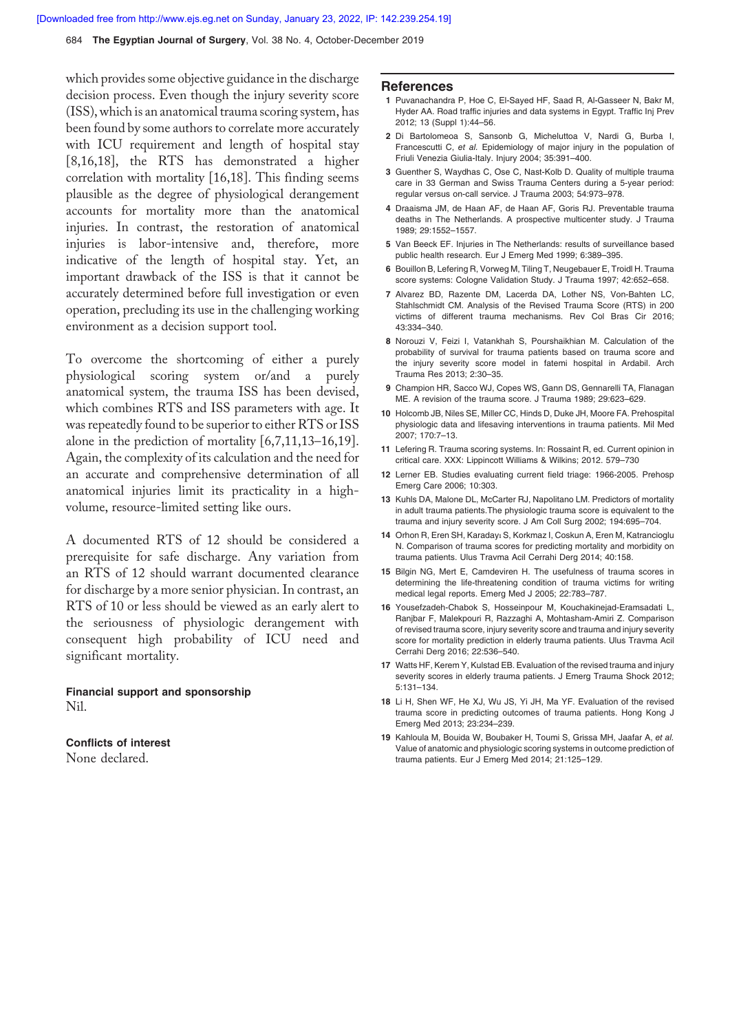which provides some objective guidance in the discharge decision process. Even though the injury severity score (ISS), which is an anatomical trauma scoring system, has been found by some authors to correlate more accurately with ICU requirement and length of hospital stay [8,16,18], the RTS has demonstrated a higher correlation with mortality [16,18]. This finding seems plausible as the degree of physiological derangement accounts for mortality more than the anatomical injuries. In contrast, the restoration of anatomical injuries is labor-intensive and, therefore, more indicative of the length of hospital stay. Yet, an important drawback of the ISS is that it cannot be accurately determined before full investigation or even operation, precluding its use in the challenging working environment as a decision support tool.

To overcome the shortcoming of either a purely physiological scoring system or/and a purely anatomical system, the trauma ISS has been devised, which combines RTS and ISS parameters with age. It was repeatedly found to be superior to either RTS or ISS alone in the prediction of mortality [6,7,11,13–16,19]. Again, the complexity of its calculation and the need for an accurate and comprehensive determination of all anatomical injuries limit its practicality in a high-volume, resource-limited setting like ours.

A documented RTS of 12 should be considered a prerequisite for safe discharge. Any variation from an RTS of 12 should warrant documented clearance for discharge by a more senior physician. In contrast, an RTS of 10 or less should be viewed as an early alert to the seriousness of physiologic derangement with consequent high probability of ICU need and significant mortality.

**Financial support and sponsorship**

Nil.

**Conflicts of interest**

None declared.

## References

1. Puvanachandra P, Hoe C, El-Sayed HF, Saad R, Al-Gasseer N, Bakr M, Hyder AA. Road traffic injuries and data systems in Egypt. Traffic Inj Prev 2012; 13 (Suppl 1):44–56.
2. Di Bartolomeoa S, Sansonb G, Micheluttoa V, Nardi G, Burba I, Francescutti C, *et al.* Epidemiology of major injury in the population of Friuli Venezia Giulia-Italy. Injury 2004; 35:391–400.
3. Guenther S, Waydhas C, Ose C, Nast-Kolb D. Quality of multiple trauma care in 33 German and Swiss Trauma Centers during a 5-year period: regular versus on-call service. J Trauma 2003; 54:973–978.
4. Draaisma JM, de Haan AF, de Haan AF, Goris RJ. Preventable trauma deaths in The Netherlands. A prospective multicenter study. J Trauma 1989; 29:1552–1557.
5. Van Beeck EF. Injuries in The Netherlands: results of surveillance based public health research. Eur J Emerg Med 1999; 6:389–395.
6. Bouillon B, Lefering R, Vorweg M, Tiling T, Neugebauer E, Troidl H. Trauma score systems: Cologne Validation Study. J Trauma 1997; 42:652–658.
7. Alvarez BD, Razente DM, Lacerda DA, Lother NS, Von-Bahten LC, Stahlschmidt CM. Analysis of the Revised Trauma Score (RTS) in 200 victims of different trauma mechanisms. Rev Col Bras Cir 2016; 43:334–340.
8. Norouzi V, Feizi I, Vatankhah S, Pourshaikhian M. Calculation of the probability of survival for trauma patients based on trauma score and the injury severity score model in fatemi hospital in Ardabil. Arch Trauma Res 2013; 2:30–35.
9. Champion HR, Sacco WJ, Copes WS, Gann DS, Gennarelli TA, Flanagan ME. A revision of the trauma score. J Trauma 1989; 29:623–629.
10. Holcomb JB, Niles SE, Miller CC, Hinds D, Duke JH, Moore FA. Prehospital physiologic data and lifesaving interventions in trauma patients. Mil Med 2007; 170:7–13.
11. Lefering R. Trauma scoring systems. In: Rossaint R, ed. Current opinion in critical care. XXX: Lippincott Williams & Wilkins; 2012. 579–730
12. Lerner EB. Studies evaluating current field triage: 1966-2005. Prehosp Emerg Care 2006; 10:303.
13. Kuhls DA, Malone DL, McCarter RJ, Napolitano LM. Predictors of mortality in adult trauma patients.The physiologic trauma score is equivalent to the trauma and injury severity score. J Am Coll Surg 2002; 194:695–704.
14. Orhon R, Eren SH, Karadayı S, Korkmaz I, Coskun A, Eren M, Katrancioglu N. Comparison of trauma scores for predicting mortality and morbidity on trauma patients. Ulus Travma Acil Cerrahi Derg 2014; 40:158.
15. Bilgin NG, Mert E, Camdeviren H. The usefulness of trauma scores in determining the life-threatening condition of trauma victims for writing medical legal reports. Emerg Med J 2005; 22:783–787.
16. Yousefzadeh-Chabok S, Hosseinpour M, Kouchakinejad-Eramsadati L, Ranjbar F, Malekpouri R, Razzaghi A, Mohtasham-Amiri Z. Comparison of revised trauma score, injury severity score and trauma and injury severity score for mortality prediction in elderly trauma patients. Ulus Travma Acil Cerrahi Derg 2016; 22:536–540.
17. Watts HF, Kerem Y, Kulstad EB. Evaluation of the revised trauma and injury severity scores in elderly trauma patients. J Emerg Trauma Shock 2012; 5:131–134.
18. Li H, Shen WF, He XJ, Wu JS, Yi JH, Ma YF. Evaluation of the revised trauma score in predicting outcomes of trauma patients. Hong Kong J Emerg Med 2013; 23:234–239.
19. Kahloula M, Bouida W, Boubaker H, Toumi S, Grissa MH, Jaafar A, *et al.* Value of anatomic and physiologic scoring systems in outcome prediction of trauma patients. Eur J Emerg Med 2014; 21:125–129.